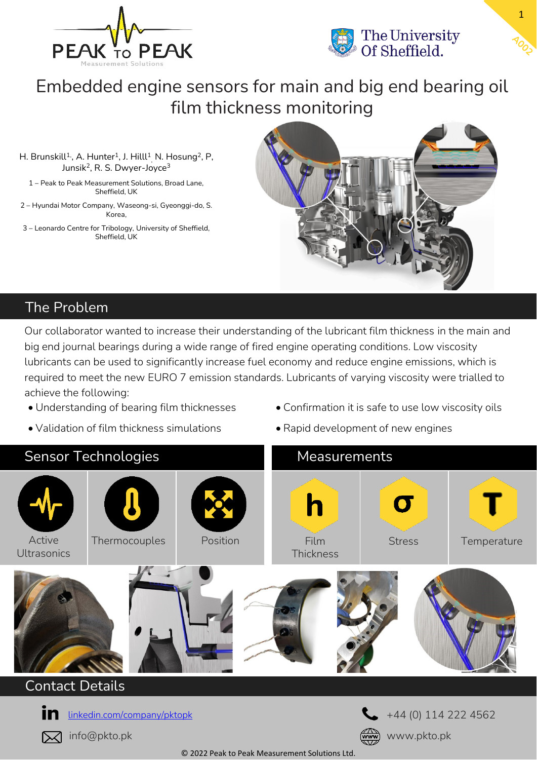# Embedded engine sensors for main and big end bearing oil film thickness monitoring

H. Brunskill[1], A. Hunter[1], J. Hilll[1], N. Hosung[2], P, Junsik[2], R. S. Dwyer-Joyce[3]

1 – Peak to Peak Measurement Solutions, Broad Lane, Sheffield, UK

2 – Hyundai Motor Company, Waseong-si, Gyeonggi-do, S. Korea,

3 – Leonardo Centre for Tribology, University of Sheffield, Sheffield, UK

## The Problem

Our collaborator wanted to increase their understanding of the lubricant film thickness in the main and big end journal bearings during a wide range of fired engine operating conditions. Low viscosity lubricants can be used to significantly increase fuel economy and reduce engine emissions, which is required to meet the new EURO 7 emission standards. Lubricants of varying viscosity were trialled to achieve the following:

- Understanding of bearing film thicknesses
- Validation of film thickness simulations
- Confirmation it is safe to use low viscosity oils
- Rapid development of new engines

## Sensor Technologies

- Active Ultrasonics
- Thermocouples
- Position

## Measurements

- Film Thickness
- Stress
- Temperature

## Contact Details

linkedin.com/company/pktopk

info@pkto.pk

+44 (0) 114 222 4562

www.pkto.pk

© 2022 Peak to Peak Measurement Solutions Ltd.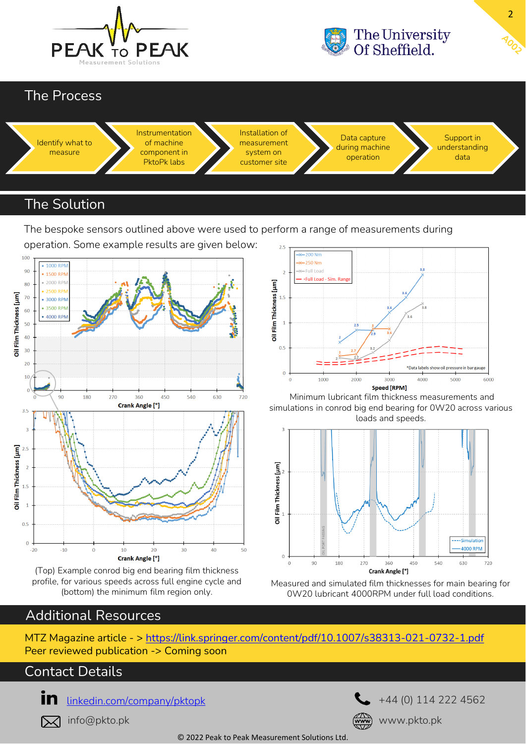PEAK TO PEAK
Measurement Solutions

The University Of Sheffield.

## The Process

Identify what to measure → Instrumentation of machine component in PktoPk labs → Installation of measurement system on customer site → Data capture during machine operation → Support in understanding data

## The Solution

The bespoke sensors outlined above were used to perform a range of measurements during operation. Some example results are given below:

Oil Film Thickness [µm]
Crank Angle [°]
1000 RPM
1500 RPM
2000 RPM
2500 RPM
3000 RPM
3500 RPM
4000 RPM

(Top) Example conrod big end bearing film thickness profile, for various speeds across full engine cycle and (bottom) the minimum film region only.

Oil Film Thickness [µm]
Speed [RPM]
200 Nm
250 Nm
Full Load
Full Load - Sim. Range
*Data labels show oil pressure in bar gauge

Minimum lubricant film thickness measurements and simulations in conrod big end bearing for 0W20 across various loads and speeds.

Oil Film Thickness [µm]
Crank Angle [°]
OIL PORT PASSING
Simulation
4000 RPM

Measured and simulated film thicknesses for main bearing for 0W20 lubricant 4000RPM under full load conditions.

## Additional Resources

MTZ Magazine article - > https://link.springer.com/content/pdf/10.1007/s38313-021-0732-1.pdf
Peer reviewed publication -> Coming soon

## Contact Details

linkedin.com/company/pktopk
info@pkto.pk
+44 (0) 114 222 4562
www.pkto.pk

© 2022 Peak to Peak Measurement Solutions Ltd.